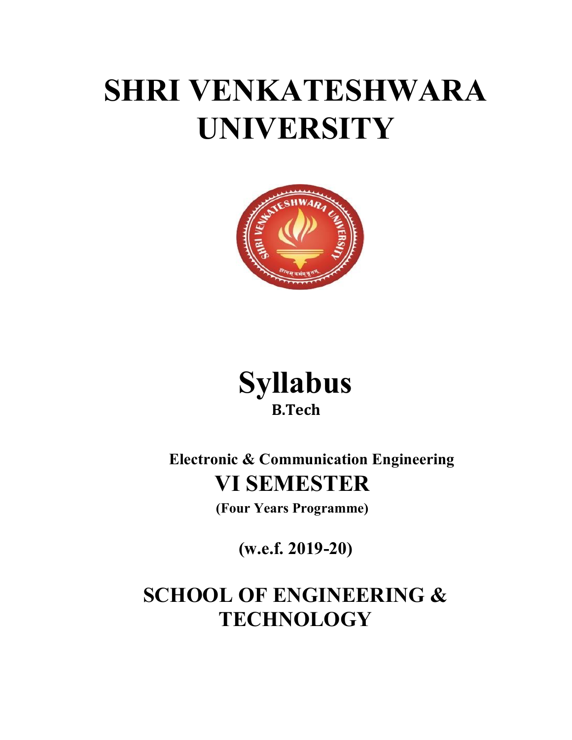# SHRI VENKATESHWARA UNIVERSITY

# Syllabus

**B.Tech**

**Electronic & Communication Engineering**

## VI SEMESTER

**(Four Years Programme)**

**(w.e.f. 2019-20)**

# SCHOOL OF ENGINEERING & TECHNOLOGY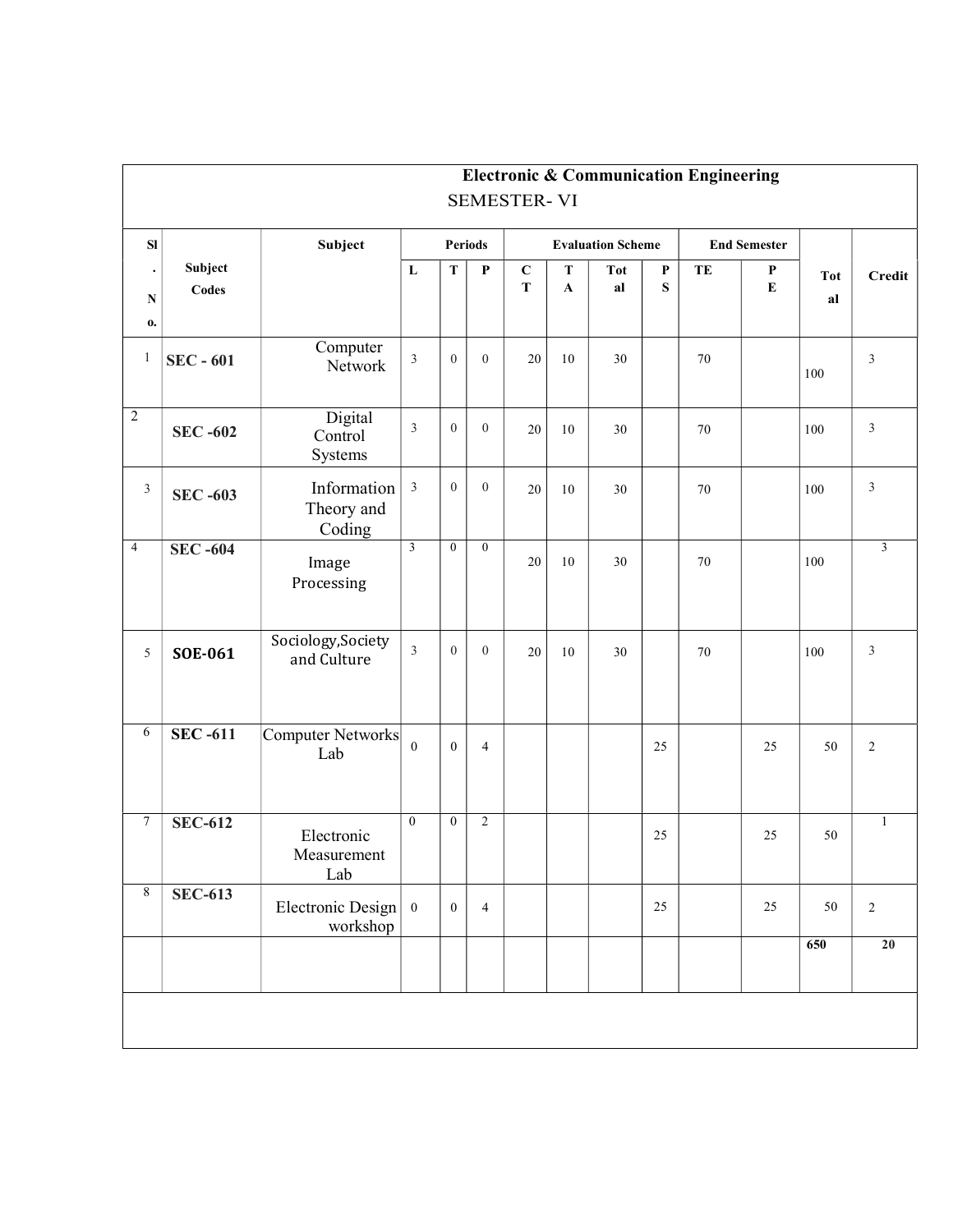## Electronic & Communication Engineering

SEMESTER- VI

| Sl. No. | Subject Codes | Subject | Periods | | | Evaluation Scheme | | | | End Semester | | Total | Credit |
|---|---|---|---|---|---|---|---|---|---|---|---|---|---|
| | | | L | T | P | CT | TA | Total | PS | TE | PE | | |
| 1 | **SEC - 601** | Computer Network | 3 | 0 | 0 | 20 | 10 | 30 | | 70 | | 100 | 3 |
| 2 | **SEC -602** | Digital Control Systems | 3 | 0 | 0 | 20 | 10 | 30 | | 70 | | 100 | 3 |
| 3 | **SEC -603** | Information Theory and Coding | 3 | 0 | 0 | 20 | 10 | 30 | | 70 | | 100 | 3 |
| 4 | **SEC -604** | Image Processing | 3 | 0 | 0 | 20 | 10 | 30 | | 70 | | 100 | 3 |
| 5 | **SOE-061** | Sociology,Society and Culture | 3 | 0 | 0 | 20 | 10 | 30 | | 70 | | 100 | 3 |
| 6 | **SEC -611** | Computer Networks Lab | 0 | 0 | 4 | | | | 25 | | 25 | 50 | 2 |
| 7 | **SEC-612** | Electronic Measurement Lab | 0 | 0 | 2 | | | | 25 | | 25 | 50 | 1 |
| 8 | **SEC-613** | Electronic Design workshop | 0 | 0 | 4 | | | | 25 | | 25 | 50 | 2 |
| | | | | | | | | | | | | **650** | **20** |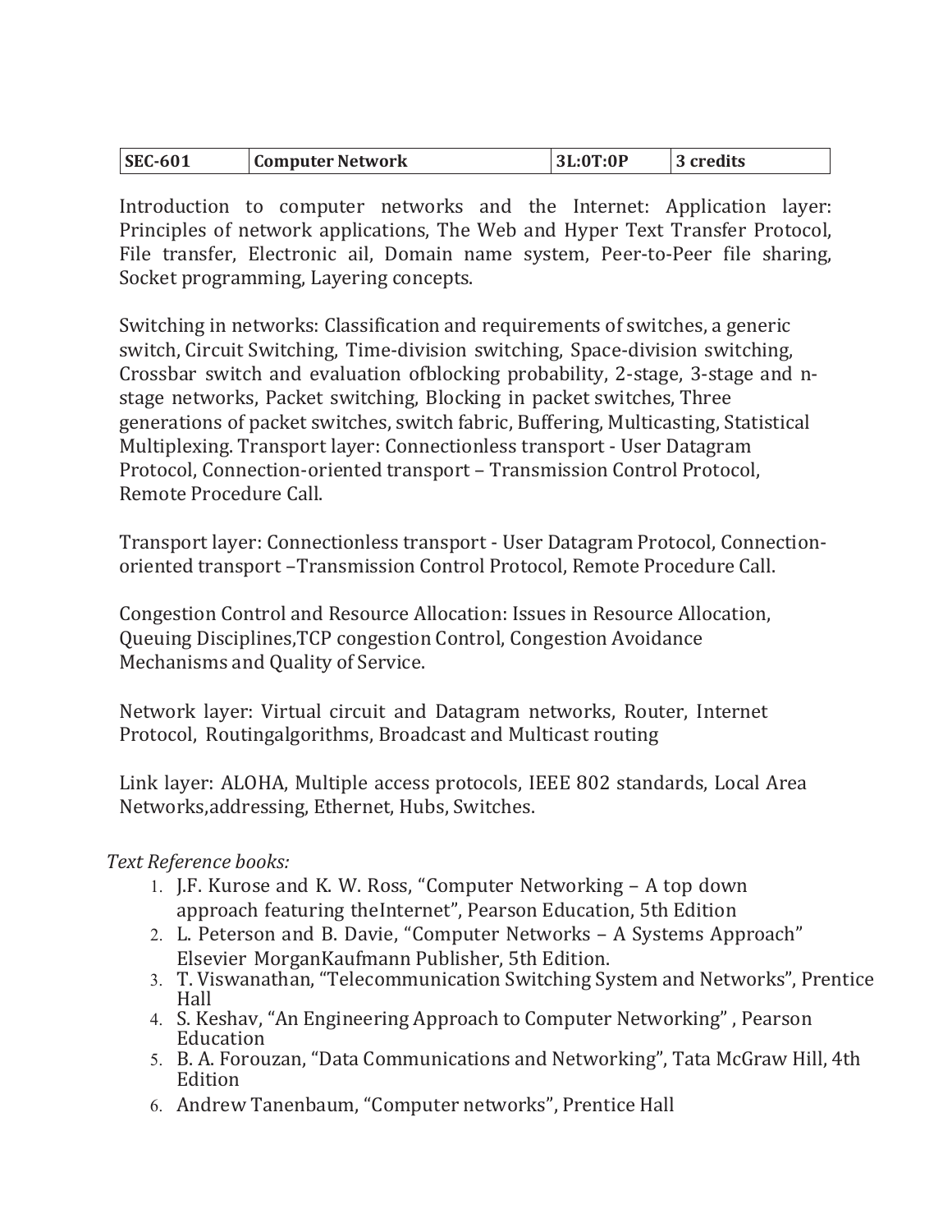| SEC-601 | Computer Network | 3L:0T:0P | 3 credits |
|---|---|---|---|

Introduction to computer networks and the Internet: Application layer: Principles of network applications, The Web and Hyper Text Transfer Protocol, File transfer, Electronic ail, Domain name system, Peer-to-Peer file sharing, Socket programming, Layering concepts.

Switching in networks: Classification and requirements of switches, a generic switch, Circuit Switching, Time-division switching, Space-division switching, Crossbar switch and evaluation ofblocking probability, 2-stage, 3-stage and n-stage networks, Packet switching, Blocking in packet switches, Three generations of packet switches, switch fabric, Buffering, Multicasting, Statistical Multiplexing. Transport layer: Connectionless transport - User Datagram Protocol, Connection-oriented transport – Transmission Control Protocol, Remote Procedure Call.

Transport layer: Connectionless transport - User Datagram Protocol, Connection-oriented transport –Transmission Control Protocol, Remote Procedure Call.

Congestion Control and Resource Allocation: Issues in Resource Allocation, Queuing Disciplines,TCP congestion Control, Congestion Avoidance Mechanisms and Quality of Service.

Network layer: Virtual circuit and Datagram networks, Router, Internet Protocol, Routingalgorithms, Broadcast and Multicast routing

Link layer: ALOHA, Multiple access protocols, IEEE 802 standards, Local Area Networks,addressing, Ethernet, Hubs, Switches.

*Text Reference books:*

1. J.F. Kurose and K. W. Ross, "Computer Networking – A top down approach featuring theInternet", Pearson Education, 5th Edition
2. L. Peterson and B. Davie, "Computer Networks – A Systems Approach" Elsevier MorganKaufmann Publisher, 5th Edition.
3. T. Viswanathan, "Telecommunication Switching System and Networks", Prentice Hall
4. S. Keshav, "An Engineering Approach to Computer Networking" , Pearson Education
5. B. A. Forouzan, "Data Communications and Networking", Tata McGraw Hill, 4th Edition
6. Andrew Tanenbaum, "Computer networks", Prentice Hall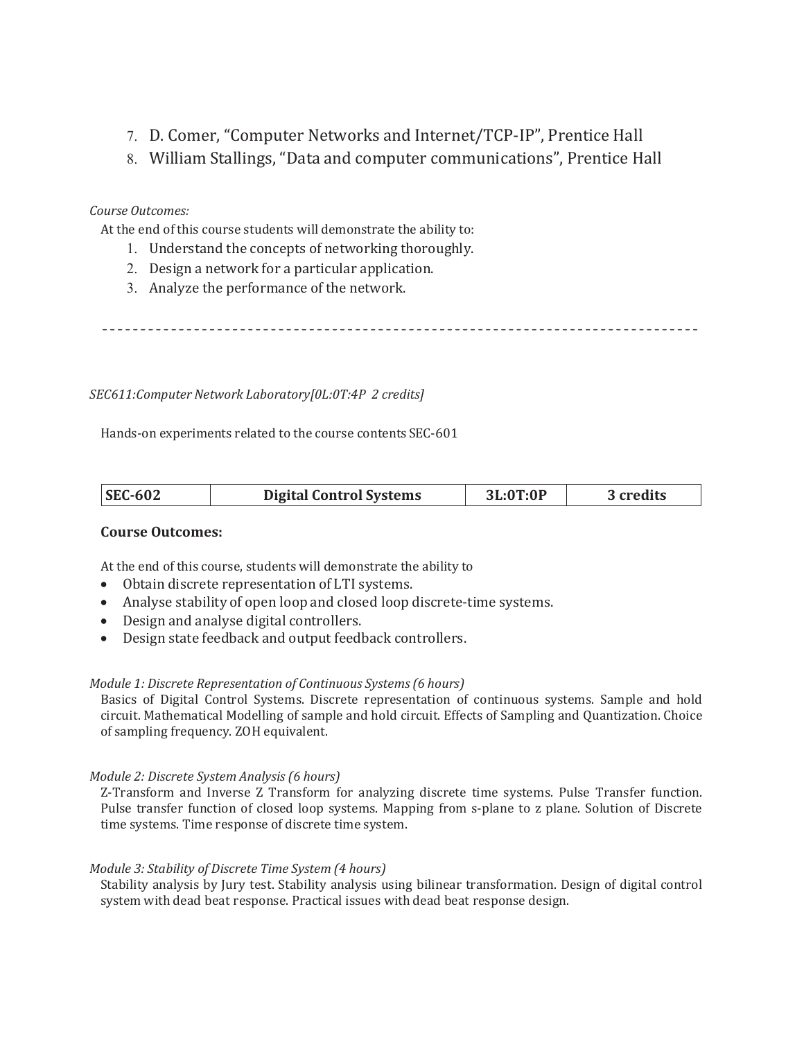7. D. Comer, “Computer Networks and Internet/TCP-IP”, Prentice Hall
8. William Stallings, “Data and computer communications”, Prentice Hall

*Course Outcomes:*

At the end of this course students will demonstrate the ability to:

1. Understand the concepts of networking thoroughly.
2. Design a network for a particular application.
3. Analyze the performance of the network.

---

*SEC611:Computer Network Laboratory[0L:0T:4P 2 credits]*

Hands-on experiments related to the course contents SEC-601

| **SEC-602** | **Digital Control Systems** | **3L:0T:0P** | **3 credits** |
|---|---|---|---|

**Course Outcomes:**

At the end of this course, students will demonstrate the ability to

- Obtain discrete representation of LTI systems.
- Analyse stability of open loop and closed loop discrete-time systems.
- Design and analyse digital controllers.
- Design state feedback and output feedback controllers.

*Module 1: Discrete Representation of Continuous Systems (6 hours)*

Basics of Digital Control Systems. Discrete representation of continuous systems. Sample and hold circuit. Mathematical Modelling of sample and hold circuit. Effects of Sampling and Quantization. Choice of sampling frequency. ZOH equivalent.

*Module 2: Discrete System Analysis (6 hours)*

Z-Transform and Inverse Z Transform for analyzing discrete time systems. Pulse Transfer function. Pulse transfer function of closed loop systems. Mapping from s-plane to z plane. Solution of Discrete time systems. Time response of discrete time system.

*Module 3: Stability of Discrete Time System (4 hours)*

Stability analysis by Jury test. Stability analysis using bilinear transformation. Design of digital control system with dead beat response. Practical issues with dead beat response design.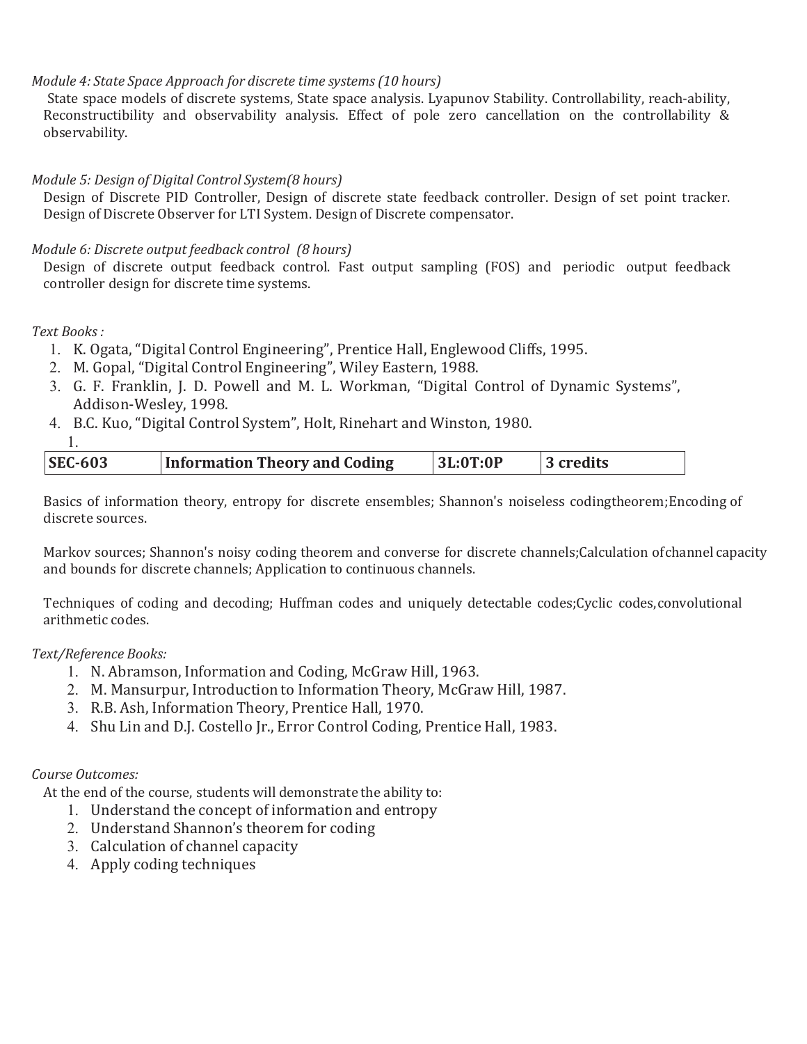*Module 4: State Space Approach for discrete time systems (10 hours)*

State space models of discrete systems, State space analysis. Lyapunov Stability. Controllability, reach-ability, Reconstructibility and observability analysis. Effect of pole zero cancellation on the controllability & observability.

*Module 5: Design of Digital Control System(8 hours)*

Design of Discrete PID Controller, Design of discrete state feedback controller. Design of set point tracker. Design of Discrete Observer for LTI System. Design of Discrete compensator.

*Module 6: Discrete output feedback control (8 hours)*

Design of discrete output feedback control. Fast output sampling (FOS) and periodic output feedback controller design for discrete time systems.

*Text Books :*

1. K. Ogata, "Digital Control Engineering", Prentice Hall, Englewood Cliffs, 1995.
2. M. Gopal, "Digital Control Engineering", Wiley Eastern, 1988.
3. G. F. Franklin, J. D. Powell and M. L. Workman, "Digital Control of Dynamic Systems", Addison-Wesley, 1998.
4. B.C. Kuo, "Digital Control System", Holt, Rinehart and Winston, 1980.

1.

| **SEC-603** | **Information Theory and Coding** | **3L:0T:0P** | **3 credits** |
|---|---|---|---|

Basics of information theory, entropy for discrete ensembles; Shannon's noiseless codingtheorem;Encoding of discrete sources.

Markov sources; Shannon's noisy coding theorem and converse for discrete channels;Calculation ofchannel capacity and bounds for discrete channels; Application to continuous channels.

Techniques of coding and decoding; Huffman codes and uniquely detectable codes;Cyclic codes,convolutional arithmetic codes.

*Text/Reference Books:*

1. N. Abramson, Information and Coding, McGraw Hill, 1963.
2. M. Mansurpur, Introduction to Information Theory, McGraw Hill, 1987.
3. R.B. Ash, Information Theory, Prentice Hall, 1970.
4. Shu Lin and D.J. Costello Jr., Error Control Coding, Prentice Hall, 1983.

*Course Outcomes:*

At the end of the course, students will demonstrate the ability to:

1. Understand the concept of information and entropy
2. Understand Shannon's theorem for coding
3. Calculation of channel capacity
4. Apply coding techniques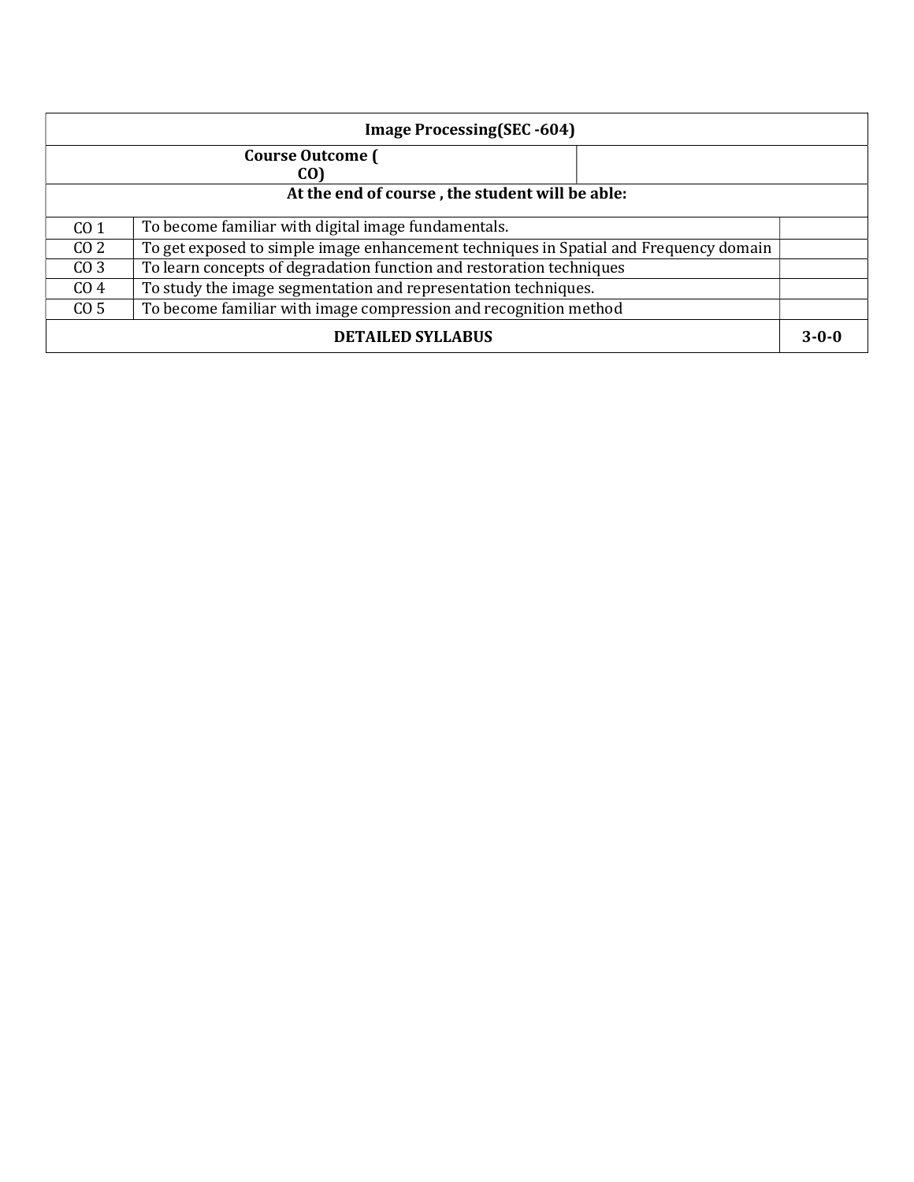| Image Processing(SEC -604) | | |
|---|---|---|
| Course Outcome ( CO) | | |
| At the end of course , the student will be able: | | |
| CO 1 | To become familiar with digital image fundamentals. | |
| CO 2 | To get exposed to simple image enhancement techniques in Spatial and Frequency domain | |
| CO 3 | To learn concepts of degradation function and restoration techniques | |
| CO 4 | To study the image segmentation and representation techniques. | |
| CO 5 | To become familiar with image compression and recognition method | |
| **DETAILED SYLLABUS** | | **3-0-0** |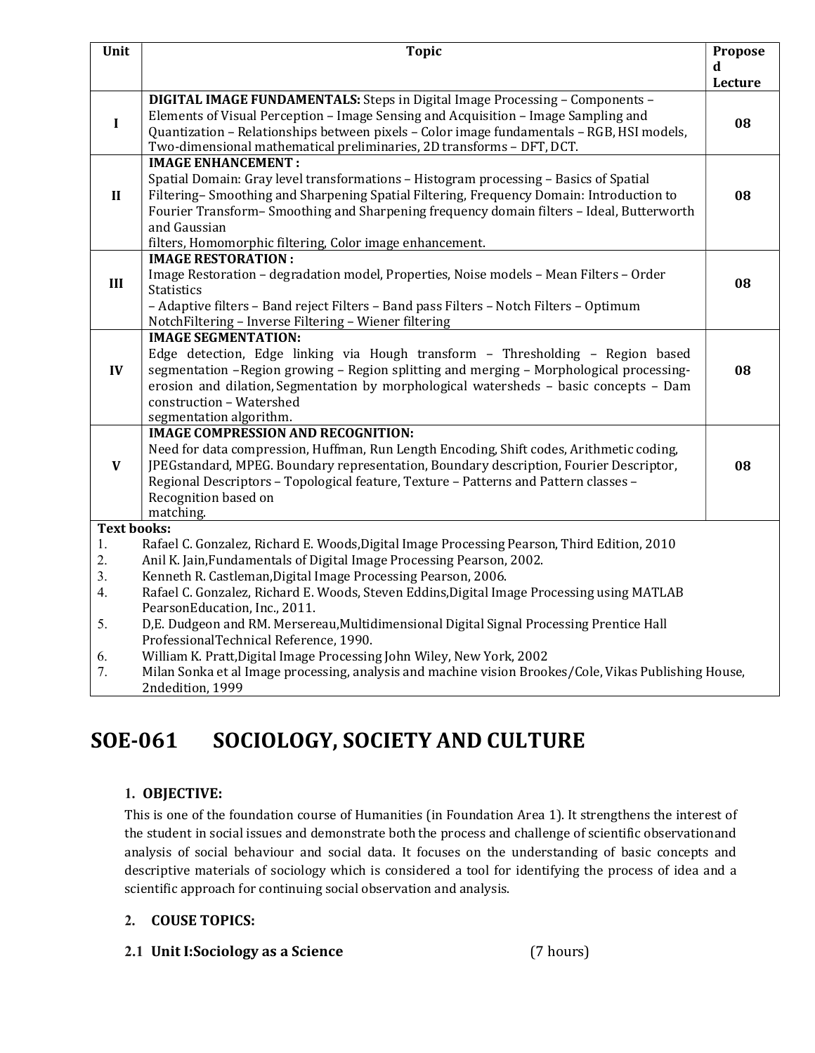| Unit | Topic | Proposed Lecture |
|---|---|---|
| I | **DIGITAL IMAGE FUNDAMENTALS:** Steps in Digital Image Processing – Components – Elements of Visual Perception – Image Sensing and Acquisition – Image Sampling and Quantization – Relationships between pixels – Color image fundamentals – RGB, HSI models, Two-dimensional mathematical preliminaries, 2D transforms – DFT, DCT. | **08** |
| II | **IMAGE ENHANCEMENT :** Spatial Domain: Gray level transformations – Histogram processing – Basics of Spatial Filtering– Smoothing and Sharpening Spatial Filtering, Frequency Domain: Introduction to Fourier Transform– Smoothing and Sharpening frequency domain filters – Ideal, Butterworth and Gaussian filters, Homomorphic filtering, Color image enhancement. | **08** |
| III | **IMAGE RESTORATION :** Image Restoration – degradation model, Properties, Noise models – Mean Filters – Order Statistics – Adaptive filters – Band reject Filters – Band pass Filters – Notch Filters – Optimum NotchFiltering – Inverse Filtering – Wiener filtering | **08** |
| IV | **IMAGE SEGMENTATION:** Edge detection, Edge linking via Hough transform – Thresholding – Region based segmentation –Region growing – Region splitting and merging – Morphological processing- erosion and dilation, Segmentation by morphological watersheds – basic concepts – Dam construction – Watershed segmentation algorithm. | **08** |
| V | **IMAGE COMPRESSION AND RECOGNITION:** Need for data compression, Huffman, Run Length Encoding, Shift codes, Arithmetic coding, JPEGstandard, MPEG. Boundary representation, Boundary description, Fourier Descriptor, Regional Descriptors – Topological feature, Texture – Patterns and Pattern classes – Recognition based on matching. | **08** |

**Text books:**

1. Rafael C. Gonzalez, Richard E. Woods,Digital Image Processing Pearson, Third Edition, 2010
2. Anil K. Jain,Fundamentals of Digital Image Processing Pearson, 2002.
3. Kenneth R. Castleman,Digital Image Processing Pearson, 2006.
4. Rafael C. Gonzalez, Richard E. Woods, Steven Eddins,Digital Image Processing using MATLAB PearsonEducation, Inc., 2011.
5. D,E. Dudgeon and RM. Mersereau,Multidimensional Digital Signal Processing Prentice Hall ProfessionalTechnical Reference, 1990.
6. William K. Pratt,Digital Image Processing John Wiley, New York, 2002
7. Milan Sonka et al Image processing, analysis and machine vision Brookes/Cole, Vikas Publishing House, 2ndedition, 1999

# SOE-061 SOCIOLOGY, SOCIETY AND CULTURE

### 1. OBJECTIVE:

This is one of the foundation course of Humanities (in Foundation Area 1). It strengthens the interest of the student in social issues and demonstrate both the process and challenge of scientific observationand analysis of social behaviour and social data. It focuses on the understanding of basic concepts and descriptive materials of sociology which is considered a tool for identifying the process of idea and a scientific approach for continuing social observation and analysis.

### 2. COUSE TOPICS:

### 2.1 Unit I:Sociology as a Science (7 hours)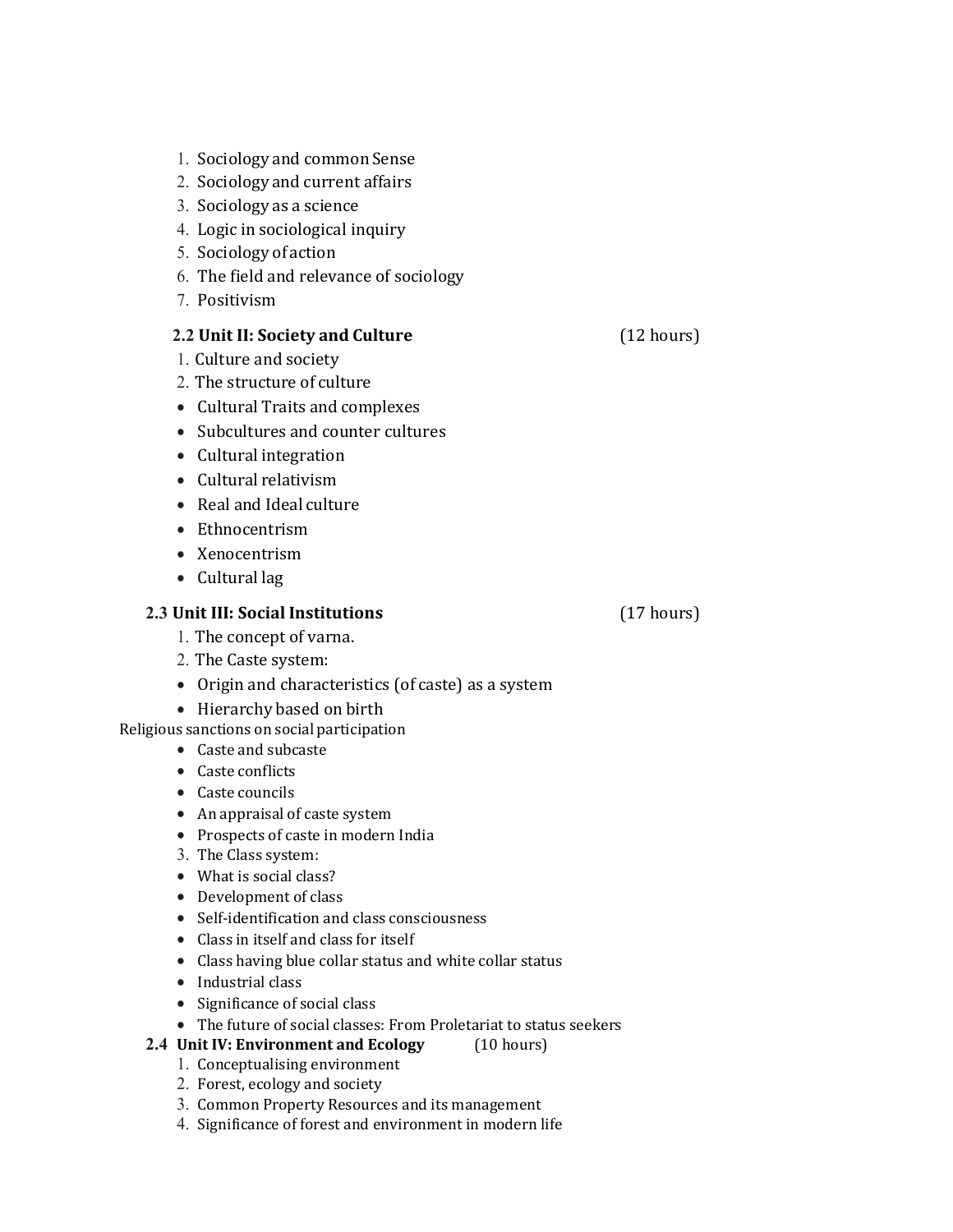1. Sociology and common Sense
2. Sociology and current affairs
3. Sociology as a science
4. Logic in sociological inquiry
5. Sociology of action
6. The field and relevance of sociology
7. Positivism

### 2.2 Unit II: Society and Culture (12 hours)

1. Culture and society
2. The structure of culture

- Cultural Traits and complexes
- Subcultures and counter cultures
- Cultural integration
- Cultural relativism
- Real and Ideal culture
- Ethnocentrism
- Xenocentrism
- Cultural lag

### 2.3 Unit III: Social Institutions (17 hours)

1. The concept of varna.
2. The Caste system:

- Origin and characteristics (of caste) as a system
- Hierarchy based on birth

Religious sanctions on social participation

- Caste and subcaste
- Caste conflicts
- Caste councils
- An appraisal of caste system
- Prospects of caste in modern India

3. The Class system:

- What is social class?
- Development of class
- Self-identification and class consciousness
- Class in itself and class for itself
- Class having blue collar status and white collar status
- Industrial class
- Significance of social class
- The future of social classes: From Proletariat to status seekers

### 2.4 Unit IV: Environment and Ecology (10 hours)

1. Conceptualising environment
2. Forest, ecology and society
3. Common Property Resources and its management
4. Significance of forest and environment in modern life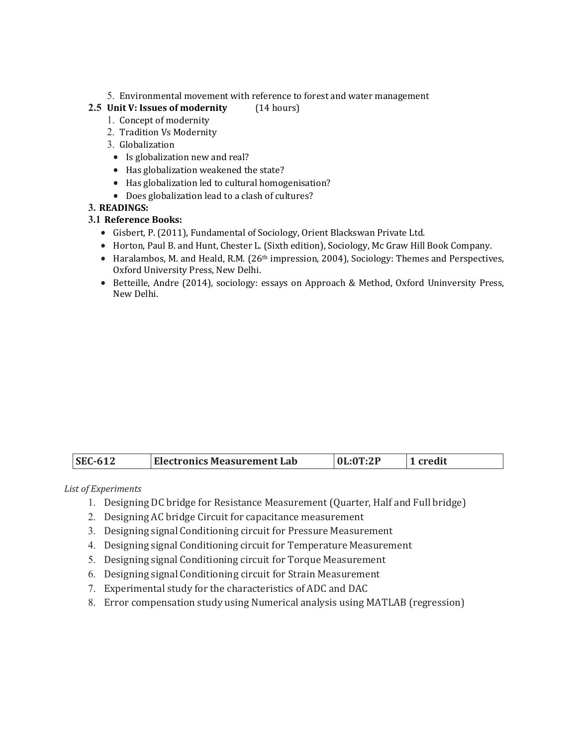5. Environmental movement with reference to forest and water management

**2.5 Unit V: Issues of modernity** (14 hours)

1. Concept of modernity
2. Tradition Vs Modernity
3. Globalization
   - Is globalization new and real?
   - Has globalization weakened the state?
   - Has globalization led to cultural homogenisation?
   - Does globalization lead to a clash of cultures?

**3. READINGS:**

**3.1 Reference Books:**

- Gisbert, P. (2011), Fundamental of Sociology, Orient Blackswan Private Ltd.
- Horton, Paul B. and Hunt, Chester L. (Sixth edition), Sociology, Mc Graw Hill Book Company.
- Haralambos, M. and Heald, R.M. (26th impression, 2004), Sociology: Themes and Perspectives, Oxford University Press, New Delhi.
- Betteille, Andre (2014), sociology: essays on Approach & Method, Oxford Uninversity Press, New Delhi.

| **SEC-612** | **Electronics Measurement Lab** | **0L:0T:2P** | **1 credit** |
|---|---|---|---|

*List of Experiments*

1. Designing DC bridge for Resistance Measurement (Quarter, Half and Full bridge)
2. Designing AC bridge Circuit for capacitance measurement
3. Designing signal Conditioning circuit for Pressure Measurement
4. Designing signal Conditioning circuit for Temperature Measurement
5. Designing signal Conditioning circuit for Torque Measurement
6. Designing signal Conditioning circuit for Strain Measurement
7. Experimental study for the characteristics of ADC and DAC
8. Error compensation study using Numerical analysis using MATLAB (regression)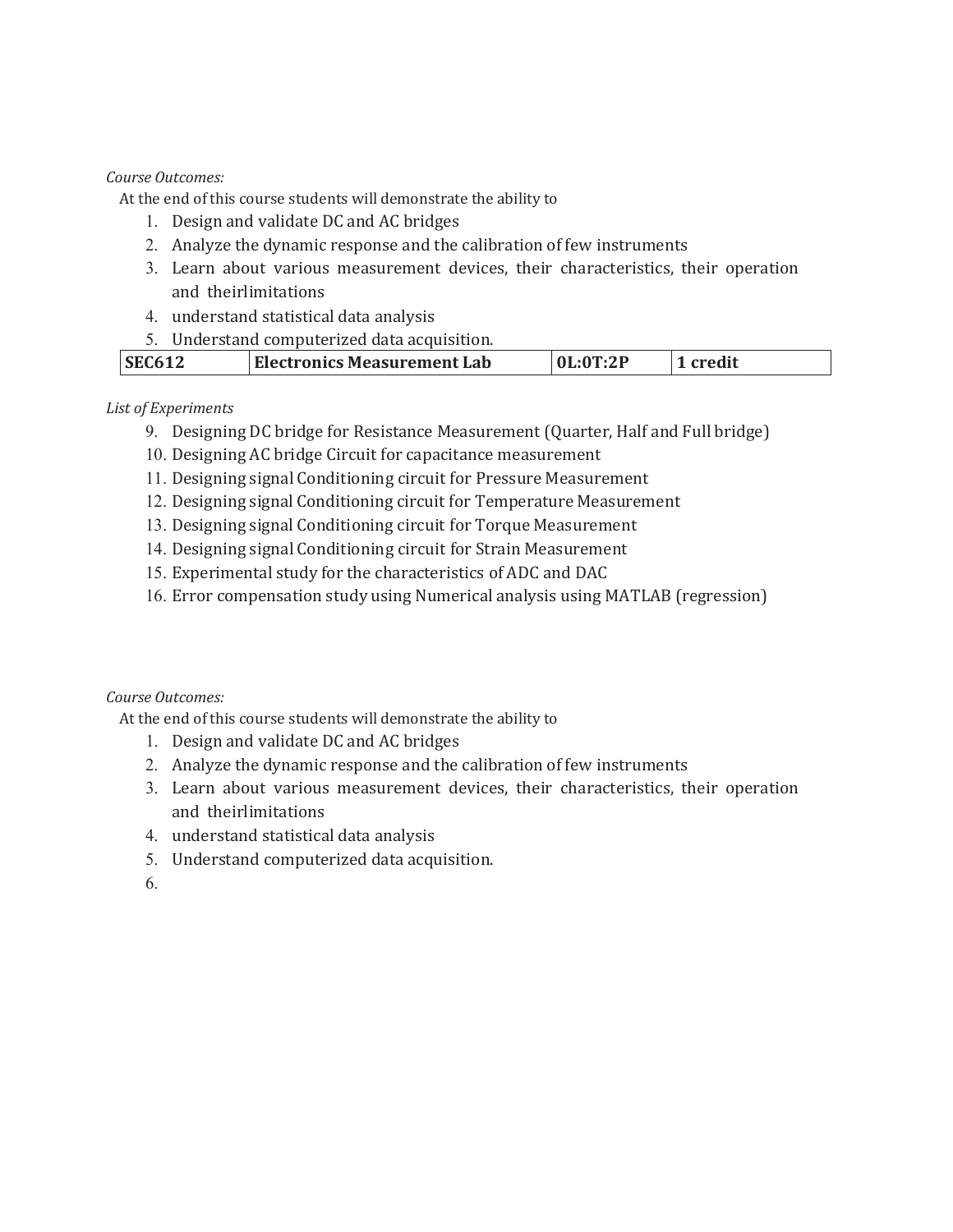*Course Outcomes:*

At the end of this course students will demonstrate the ability to

1. Design and validate DC and AC bridges
2. Analyze the dynamic response and the calibration of few instruments
3. Learn about various measurement devices, their characteristics, their operation and theirlimitations
4. understand statistical data analysis
5. Understand computerized data acquisition.

| **SEC612** | **Electronics Measurement Lab** | **0L:0T:2P** | **1 credit** |
|---|---|---|---|

*List of Experiments*

9. Designing DC bridge for Resistance Measurement (Quarter, Half and Full bridge)
10. Designing AC bridge Circuit for capacitance measurement
11. Designing signal Conditioning circuit for Pressure Measurement
12. Designing signal Conditioning circuit for Temperature Measurement
13. Designing signal Conditioning circuit for Torque Measurement
14. Designing signal Conditioning circuit for Strain Measurement
15. Experimental study for the characteristics of ADC and DAC
16. Error compensation study using Numerical analysis using MATLAB (regression)

*Course Outcomes:*

At the end of this course students will demonstrate the ability to

1. Design and validate DC and AC bridges
2. Analyze the dynamic response and the calibration of few instruments
3. Learn about various measurement devices, their characteristics, their operation and theirlimitations
4. understand statistical data analysis
5. Understand computerized data acquisition.
6.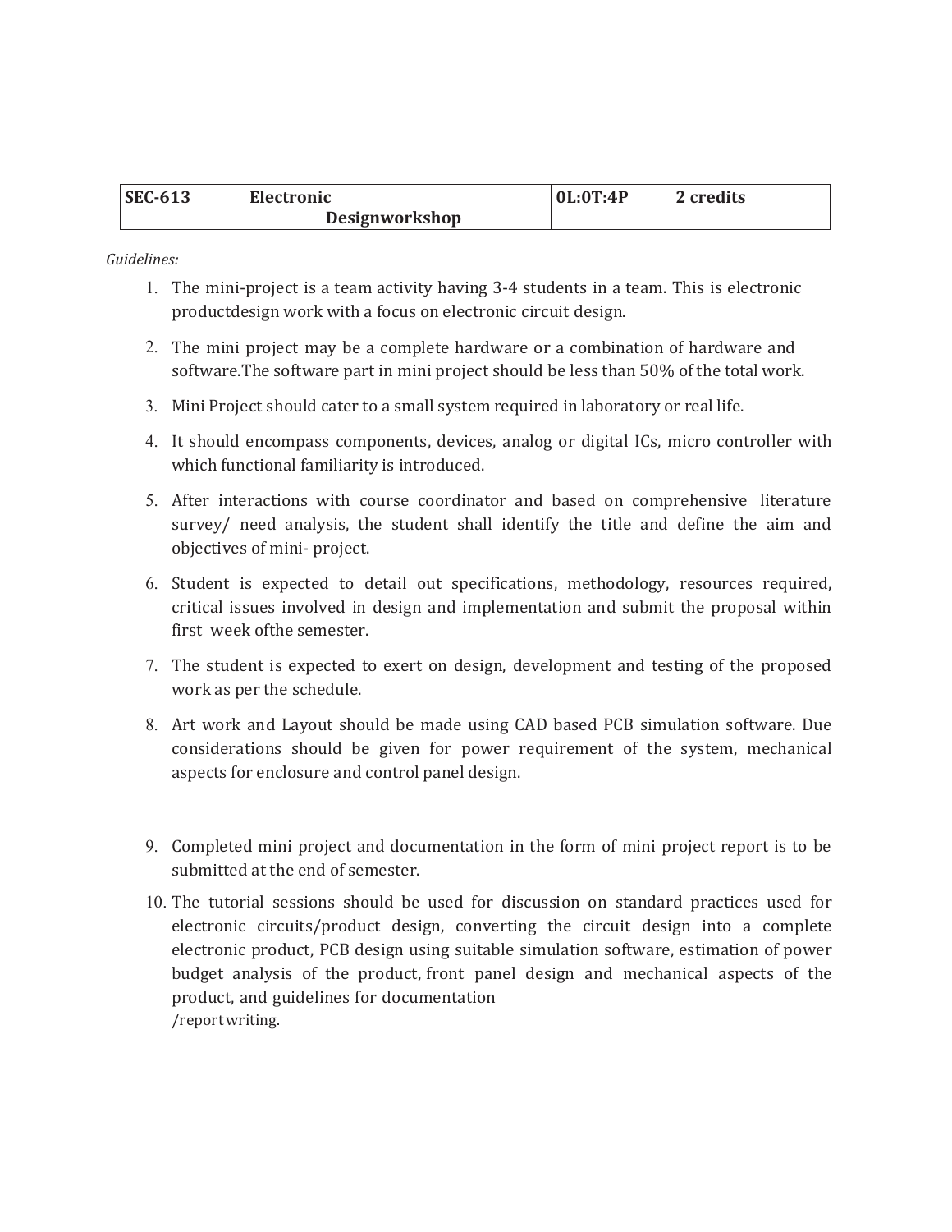| SEC-613 | Electronic Designworkshop | 0L:0T:4P | 2 credits |
|---|---|---|---|

*Guidelines:*

1. The mini-project is a team activity having 3-4 students in a team. This is electronic productdesign work with a focus on electronic circuit design.
2. The mini project may be a complete hardware or a combination of hardware and software.The software part in mini project should be less than 50% of the total work.
3. Mini Project should cater to a small system required in laboratory or real life.
4. It should encompass components, devices, analog or digital ICs, micro controller with which functional familiarity is introduced.
5. After interactions with course coordinator and based on comprehensive literature survey/ need analysis, the student shall identify the title and define the aim and objectives of mini- project.
6. Student is expected to detail out specifications, methodology, resources required, critical issues involved in design and implementation and submit the proposal within first week ofthe semester.
7. The student is expected to exert on design, development and testing of the proposed work as per the schedule.
8. Art work and Layout should be made using CAD based PCB simulation software. Due considerations should be given for power requirement of the system, mechanical aspects for enclosure and control panel design.
9. Completed mini project and documentation in the form of mini project report is to be submitted at the end of semester.
10. The tutorial sessions should be used for discussion on standard practices used for electronic circuits/product design, converting the circuit design into a complete electronic product, PCB design using suitable simulation software, estimation of power budget analysis of the product, front panel design and mechanical aspects of the product, and guidelines for documentation /reportwriting.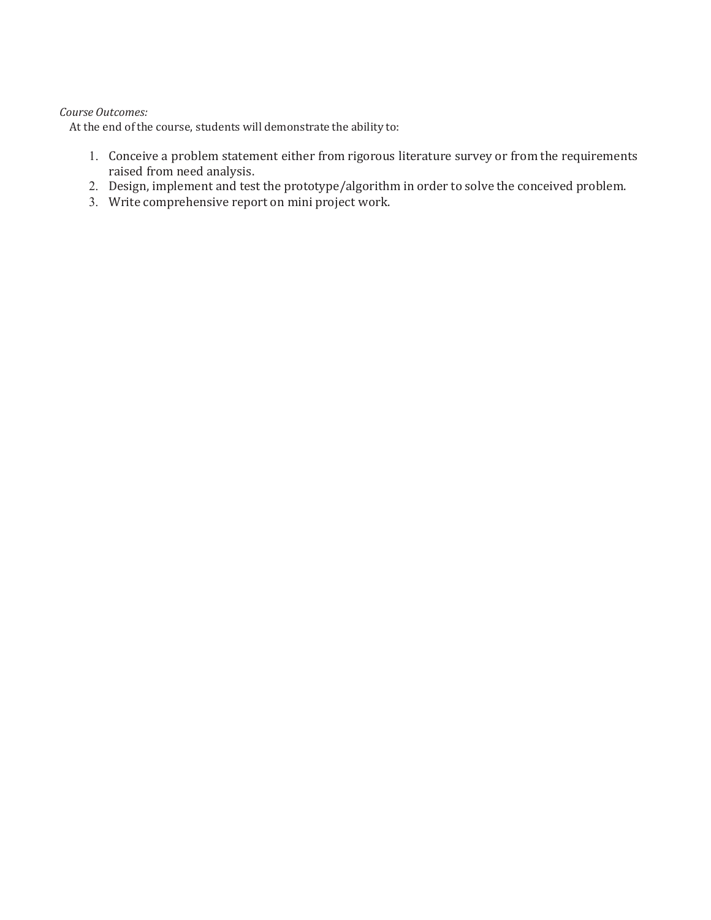*Course Outcomes:*

At the end of the course, students will demonstrate the ability to:

1. Conceive a problem statement either from rigorous literature survey or from the requirements raised from need analysis.
2. Design, implement and test the prototype/algorithm in order to solve the conceived problem.
3. Write comprehensive report on mini project work.